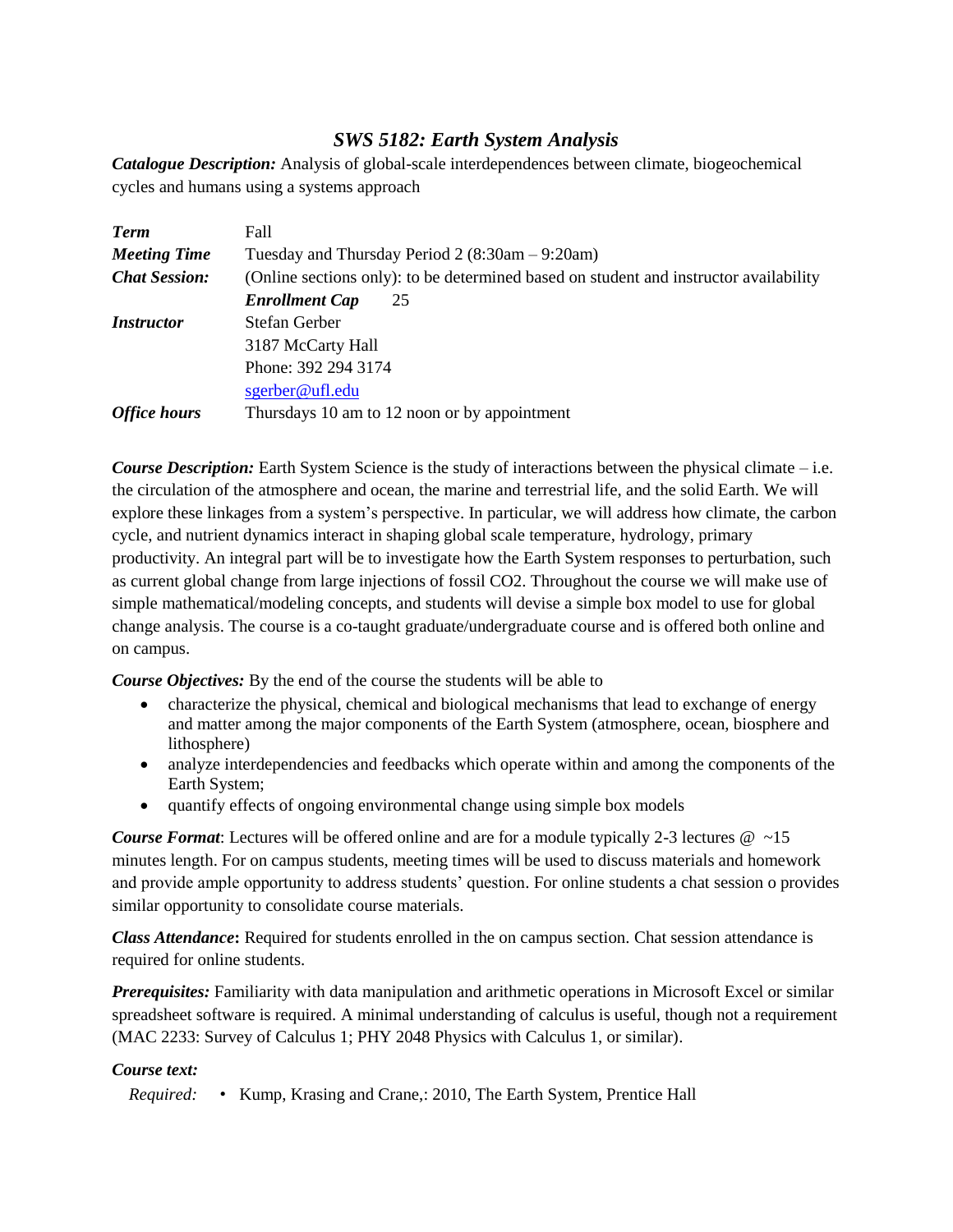# *SWS 5182: Earth System Analysis*

***Catalogue Description:*** Analysis of global-scale interdependences between climate, biogeochemical cycles and humans using a systems approach

| | |
|---|---|
| ***Term*** | Fall |
| ***Meeting Time*** | Tuesday and Thursday Period 2 (8:30am – 9:20am) |
| ***Chat Session:*** | (Online sections only): to be determined based on student and instructor availability |
| | ***Enrollment Cap*** 25 |
| ***Instructor*** | Stefan Gerber<br>3187 McCarty Hall<br>Phone: 392 294 3174<br>sgerber@ufl.edu |
| ***Office hours*** | Thursdays 10 am to 12 noon or by appointment |

***Course Description:*** Earth System Science is the study of interactions between the physical climate – i.e. the circulation of the atmosphere and ocean, the marine and terrestrial life, and the solid Earth. We will explore these linkages from a system's perspective. In particular, we will address how climate, the carbon cycle, and nutrient dynamics interact in shaping global scale temperature, hydrology, primary productivity. An integral part will be to investigate how the Earth System responses to perturbation, such as current global change from large injections of fossil CO2. Throughout the course we will make use of simple mathematical/modeling concepts, and students will devise a simple box model to use for global change analysis. The course is a co-taught graduate/undergraduate course and is offered both online and on campus.

***Course Objectives:*** By the end of the course the students will be able to

- characterize the physical, chemical and biological mechanisms that lead to exchange of energy and matter among the major components of the Earth System (atmosphere, ocean, biosphere and lithosphere)
- analyze interdependencies and feedbacks which operate within and among the components of the Earth System;
- quantify effects of ongoing environmental change using simple box models

***Course Format***: Lectures will be offered online and are for a module typically 2-3 lectures @ ~15 minutes length. For on campus students, meeting times will be used to discuss materials and homework and provide ample opportunity to address students' question. For online students a chat session o provides similar opportunity to consolidate course materials.

***Class Attendance*****:** Required for students enrolled in the on campus section. Chat session attendance is required for online students.

***Prerequisites:*** Familiarity with data manipulation and arithmetic operations in Microsoft Excel or similar spreadsheet software is required. A minimal understanding of calculus is useful, though not a requirement (MAC 2233: Survey of Calculus 1; PHY 2048 Physics with Calculus 1, or similar).

***Course text:***

*Required:* • Kump, Krasing and Crane,: 2010, The Earth System, Prentice Hall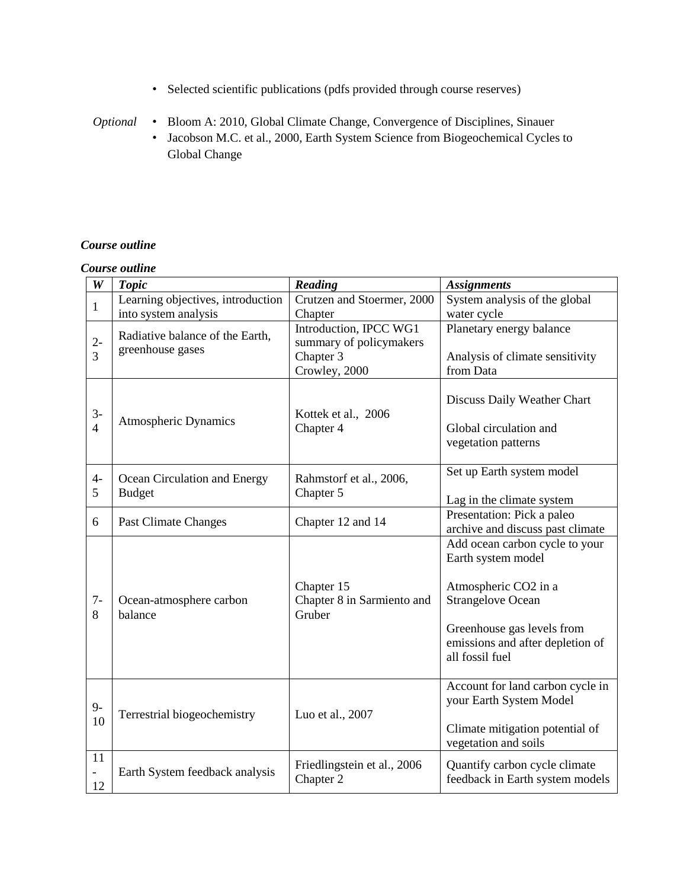- Selected scientific publications (pdfs provided through course reserves)

*Optional*

- Bloom A: 2010, Global Climate Change, Convergence of Disciplines, Sinauer
- Jacobson M.C. et al., 2000, Earth System Science from Biogeochemical Cycles to Global Change

***Course outline***

***Course outline***

| ***W*** | ***Topic*** | ***Reading*** | ***Assignments*** |
|---|---|---|---|
| 1 | Learning objectives, introduction into system analysis | Crutzen and Stoermer, 2000 Chapter | System analysis of the global water cycle |
| 2-3 | Radiative balance of the Earth, greenhouse gases | Introduction, IPCC WG1 summary of policymakers Chapter 3 Crowley, 2000 | Planetary energy balance<br><br>Analysis of climate sensitivity from Data |
| 3-4 | Atmospheric Dynamics | Kottek et al., 2006 Chapter 4 | Discuss Daily Weather Chart<br><br>Global circulation and vegetation patterns |
| 4-5 | Ocean Circulation and Energy Budget | Rahmstorf et al., 2006, Chapter 5 | Set up Earth system model<br><br>Lag in the climate system |
| 6 | Past Climate Changes | Chapter 12 and 14 | Presentation: Pick a paleo archive and discuss past climate |
| 7-8 | Ocean-atmosphere carbon balance | Chapter 15 Chapter 8 in Sarmiento and Gruber | Add ocean carbon cycle to your Earth system model<br><br>Atmospheric CO2 in a Strangelove Ocean<br><br>Greenhouse gas levels from emissions and after depletion of all fossil fuel |
| 9-10 | Terrestrial biogeochemistry | Luo et al., 2007 | Account for land carbon cycle in your Earth System Model<br><br>Climate mitigation potential of vegetation and soils |
| 11-12 | Earth System feedback analysis | Friedlingstein et al., 2006 Chapter 2 | Quantify carbon cycle climate feedback in Earth system models |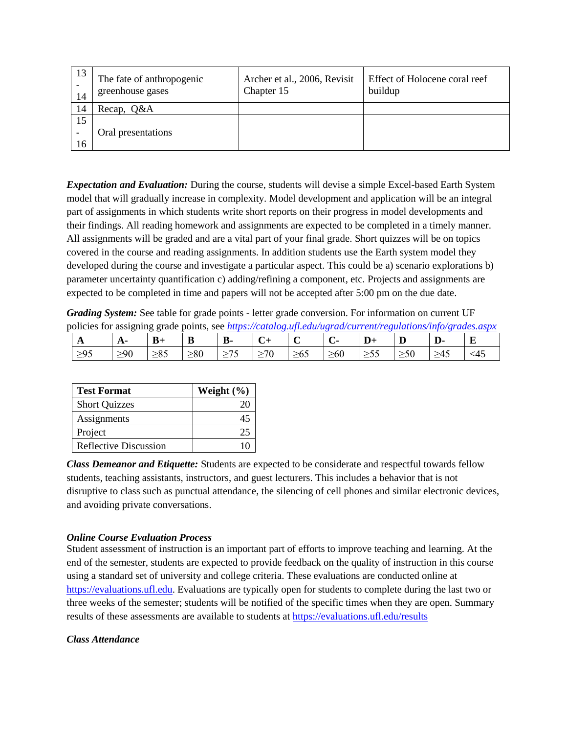| | | | |
|---|---|---|---|
| 13 - 14 | The fate of anthropogenic greenhouse gases | Archer et al., 2006, Revisit Chapter 15 | Effect of Holocene coral reef buildup |
| 14 | Recap, Q&A | | |
| 15 - 16 | Oral presentations | | |

***Expectation and Evaluation:*** During the course, students will devise a simple Excel-based Earth System model that will gradually increase in complexity. Model development and application will be an integral part of assignments in which students write short reports on their progress in model developments and their findings. All reading homework and assignments are expected to be completed in a timely manner. All assignments will be graded and are a vital part of your final grade. Short quizzes will be on topics covered in the course and reading assignments. In addition students use the Earth system model they developed during the course and investigate a particular aspect. This could be a) scenario explorations b) parameter uncertainty quantification c) adding/refining a component, etc. Projects and assignments are expected to be completed in time and papers will not be accepted after 5:00 pm on the due date.

***Grading System:*** See table for grade points - letter grade conversion. For information on current UF policies for assigning grade points, see *https://catalog.ufl.edu/ugrad/current/regulations/info/grades.aspx*

| A | A- | B+ | B | B- | C+ | C | C- | D+ | D | D- | E |
|---|---|---|---|---|---|---|---|---|---|---|---|
| ≥95 | ≥90 | ≥85 | ≥80 | ≥75 | ≥70 | ≥65 | ≥60 | ≥55 | ≥50 | ≥45 | <45 |

| Test Format | Weight (%) |
|---|---|
| Short Quizzes | 20 |
| Assignments | 45 |
| Project | 25 |
| Reflective Discussion | 10 |

***Class Demeanor and Etiquette:*** Students are expected to be considerate and respectful towards fellow students, teaching assistants, instructors, and guest lecturers. This includes a behavior that is not disruptive to class such as punctual attendance, the silencing of cell phones and similar electronic devices, and avoiding private conversations.

***Online Course Evaluation Process***

Student assessment of instruction is an important part of efforts to improve teaching and learning. At the end of the semester, students are expected to provide feedback on the quality of instruction in this course using a standard set of university and college criteria. These evaluations are conducted online at https://evaluations.ufl.edu. Evaluations are typically open for students to complete during the last two or three weeks of the semester; students will be notified of the specific times when they are open. Summary results of these assessments are available to students at https://evaluations.ufl.edu/results

***Class Attendance***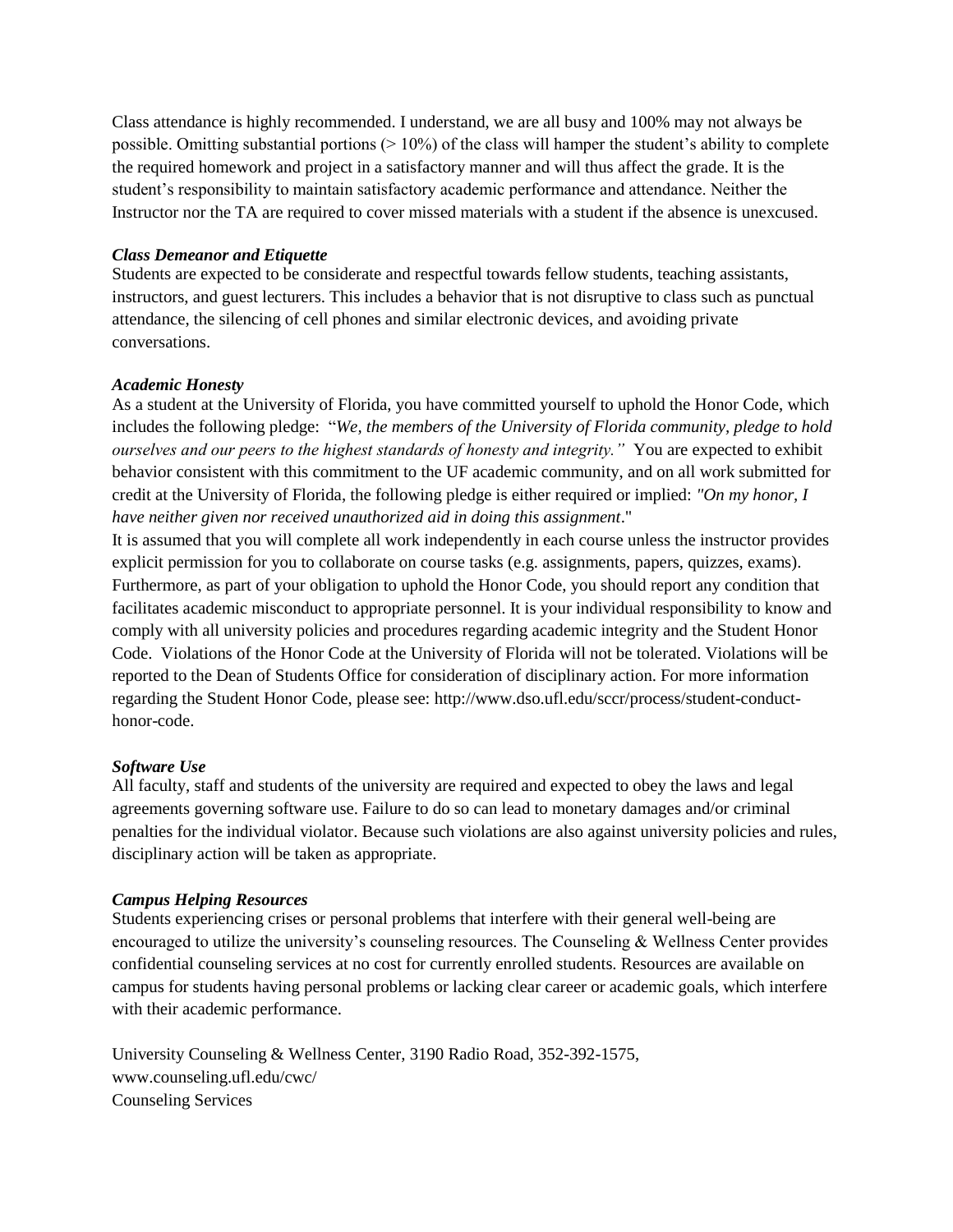Class attendance is highly recommended. I understand, we are all busy and 100% may not always be possible. Omitting substantial portions (> 10%) of the class will hamper the student's ability to complete the required homework and project in a satisfactory manner and will thus affect the grade. It is the student's responsibility to maintain satisfactory academic performance and attendance. Neither the Instructor nor the TA are required to cover missed materials with a student if the absence is unexcused.

***Class Demeanor and Etiquette***

Students are expected to be considerate and respectful towards fellow students, teaching assistants, instructors, and guest lecturers. This includes a behavior that is not disruptive to class such as punctual attendance, the silencing of cell phones and similar electronic devices, and avoiding private conversations.

***Academic Honesty***

As a student at the University of Florida, you have committed yourself to uphold the Honor Code, which includes the following pledge: "*We, the members of the University of Florida community, pledge to hold ourselves and our peers to the highest standards of honesty and integrity.*" You are expected to exhibit behavior consistent with this commitment to the UF academic community, and on all work submitted for credit at the University of Florida, the following pledge is either required or implied: *"On my honor, I have neither given nor received unauthorized aid in doing this assignment*."

It is assumed that you will complete all work independently in each course unless the instructor provides explicit permission for you to collaborate on course tasks (e.g. assignments, papers, quizzes, exams). Furthermore, as part of your obligation to uphold the Honor Code, you should report any condition that facilitates academic misconduct to appropriate personnel. It is your individual responsibility to know and comply with all university policies and procedures regarding academic integrity and the Student Honor Code. Violations of the Honor Code at the University of Florida will not be tolerated. Violations will be reported to the Dean of Students Office for consideration of disciplinary action. For more information regarding the Student Honor Code, please see: http://www.dso.ufl.edu/sccr/process/student-conduct-honor-code.

***Software Use***

All faculty, staff and students of the university are required and expected to obey the laws and legal agreements governing software use. Failure to do so can lead to monetary damages and/or criminal penalties for the individual violator. Because such violations are also against university policies and rules, disciplinary action will be taken as appropriate.

***Campus Helping Resources***

Students experiencing crises or personal problems that interfere with their general well-being are encouraged to utilize the university's counseling resources. The Counseling & Wellness Center provides confidential counseling services at no cost for currently enrolled students. Resources are available on campus for students having personal problems or lacking clear career or academic goals, which interfere with their academic performance.

University Counseling & Wellness Center, 3190 Radio Road, 352-392-1575, www.counseling.ufl.edu/cwc/
Counseling Services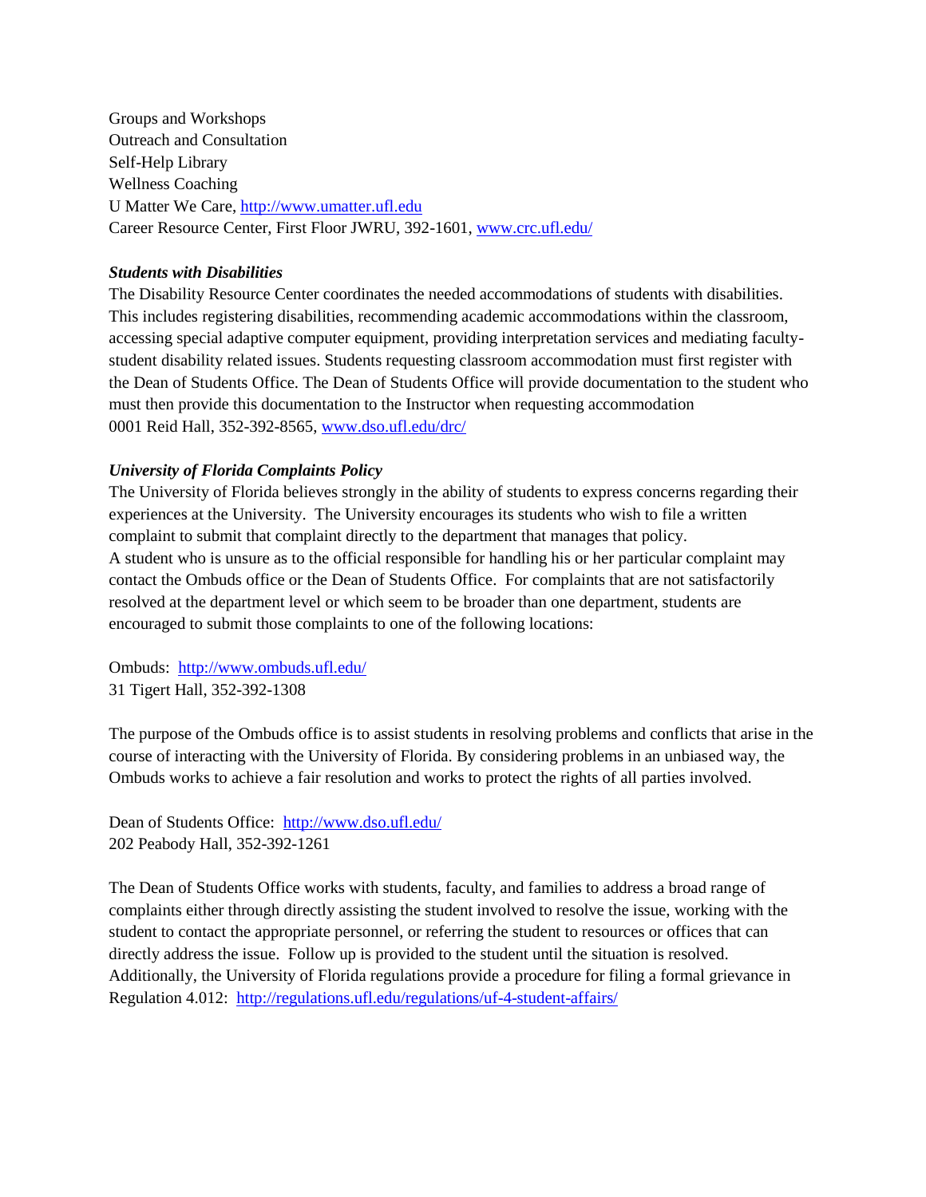Groups and Workshops
Outreach and Consultation
Self-Help Library
Wellness Coaching
U Matter We Care, [http://www.umatter.ufl.edu](http://www.umatter.ufl.edu)
Career Resource Center, First Floor JWRU, 392-1601, [www.crc.ufl.edu/](http://www.crc.ufl.edu/)

***Students with Disabilities***
The Disability Resource Center coordinates the needed accommodations of students with disabilities. This includes registering disabilities, recommending academic accommodations within the classroom, accessing special adaptive computer equipment, providing interpretation services and mediating faculty-student disability related issues. Students requesting classroom accommodation must first register with the Dean of Students Office. The Dean of Students Office will provide documentation to the student who must then provide this documentation to the Instructor when requesting accommodation
0001 Reid Hall, 352-392-8565, [www.dso.ufl.edu/drc/](http://www.dso.ufl.edu/drc/)

***University of Florida Complaints Policy***
The University of Florida believes strongly in the ability of students to express concerns regarding their experiences at the University. The University encourages its students who wish to file a written complaint to submit that complaint directly to the department that manages that policy.
A student who is unsure as to the official responsible for handling his or her particular complaint may contact the Ombuds office or the Dean of Students Office. For complaints that are not satisfactorily resolved at the department level or which seem to be broader than one department, students are encouraged to submit those complaints to one of the following locations:

Ombuds: [http://www.ombuds.ufl.edu/](http://www.ombuds.ufl.edu/)
31 Tigert Hall, 352-392-1308

The purpose of the Ombuds office is to assist students in resolving problems and conflicts that arise in the course of interacting with the University of Florida. By considering problems in an unbiased way, the Ombuds works to achieve a fair resolution and works to protect the rights of all parties involved.

Dean of Students Office: [http://www.dso.ufl.edu/](http://www.dso.ufl.edu/)
202 Peabody Hall, 352-392-1261

The Dean of Students Office works with students, faculty, and families to address a broad range of complaints either through directly assisting the student involved to resolve the issue, working with the student to contact the appropriate personnel, or referring the student to resources or offices that can directly address the issue. Follow up is provided to the student until the situation is resolved. Additionally, the University of Florida regulations provide a procedure for filing a formal grievance in Regulation 4.012: [http://regulations.ufl.edu/regulations/uf-4-student-affairs/](http://regulations.ufl.edu/regulations/uf-4-student-affairs/)